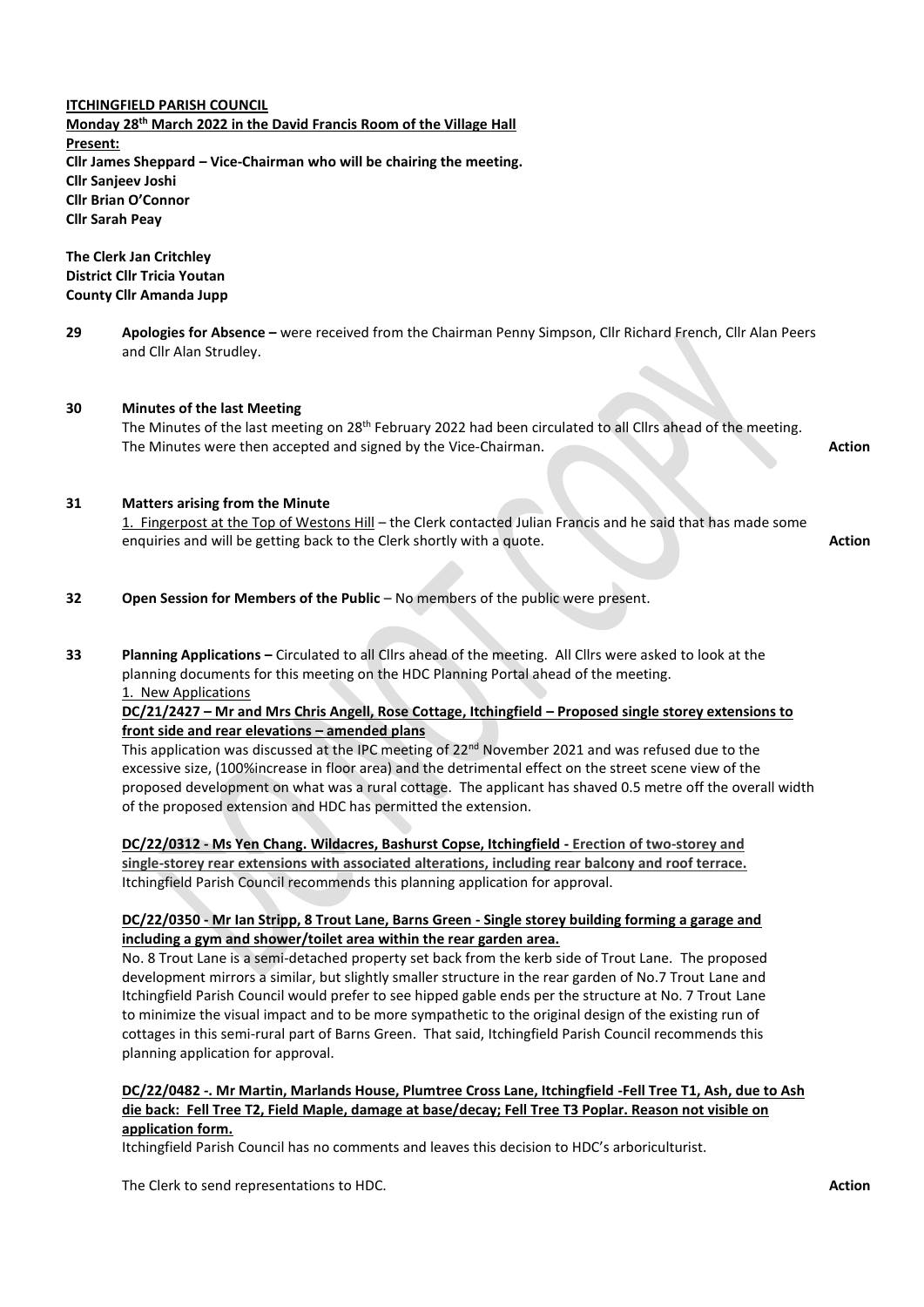**ITCHINGFIELD PARISH COUNCIL**

**Monday 28th March 2022 in the David Francis Room of the Village Hall**

**Present:**

**Cllr James Sheppard – Vice-Chairman who will be chairing the meeting.**
**Cllr Sanjeev Joshi**
**Cllr Brian O'Connor**
**Cllr Sarah Peay**

**The Clerk Jan Critchley**
**District Cllr Tricia Youtan**
**County Cllr Amanda Jupp**

**29 Apologies for Absence –** were received from the Chairman Penny Simpson, Cllr Richard French, Cllr Alan Peers and Cllr Alan Strudley.

**30 Minutes of the last Meeting**

The Minutes of the last meeting on 28th February 2022 had been circulated to all Cllrs ahead of the meeting. The Minutes were then accepted and signed by the Vice-Chairman. **Action**

**31 Matters arising from the Minute**

1. Fingerpost at the Top of Westons Hill – the Clerk contacted Julian Francis and he said that has made some enquiries and will be getting back to the Clerk shortly with a quote. **Action**

**32 Open Session for Members of the Public** – No members of the public were present.

**33 Planning Applications –** Circulated to all Cllrs ahead of the meeting. All Cllrs were asked to look at the planning documents for this meeting on the HDC Planning Portal ahead of the meeting.

1. New Applications

**DC/21/2427 – Mr and Mrs Chris Angell, Rose Cottage, Itchingfield – Proposed single storey extensions to front side and rear elevations – amended plans**

This application was discussed at the IPC meeting of 22nd November 2021 and was refused due to the excessive size, (100%increase in floor area) and the detrimental effect on the street scene view of the proposed development on what was a rural cottage. The applicant has shaved 0.5 metre off the overall width of the proposed extension and HDC has permitted the extension.

**DC/22/0312 - Ms Yen Chang. Wildacres, Bashurst Copse, Itchingfield - Erection of two-storey and single-storey rear extensions with associated alterations, including rear balcony and roof terrace.**

Itchingfield Parish Council recommends this planning application for approval.

**DC/22/0350 - Mr Ian Stripp, 8 Trout Lane, Barns Green - Single storey building forming a garage and including a gym and shower/toilet area within the rear garden area.**

No. 8 Trout Lane is a semi-detached property set back from the kerb side of Trout Lane. The proposed development mirrors a similar, but slightly smaller structure in the rear garden of No.7 Trout Lane and Itchingfield Parish Council would prefer to see hipped gable ends per the structure at No. 7 Trout Lane to minimize the visual impact and to be more sympathetic to the original design of the existing run of cottages in this semi-rural part of Barns Green. That said, Itchingfield Parish Council recommends this planning application for approval.

**DC/22/0482 -. Mr Martin, Marlands House, Plumtree Cross Lane, Itchingfield -Fell Tree T1, Ash, due to Ash die back: Fell Tree T2, Field Maple, damage at base/decay; Fell Tree T3 Poplar. Reason not visible on application form.**

Itchingfield Parish Council has no comments and leaves this decision to HDC's arboriculturist.

The Clerk to send representations to HDC. **Action**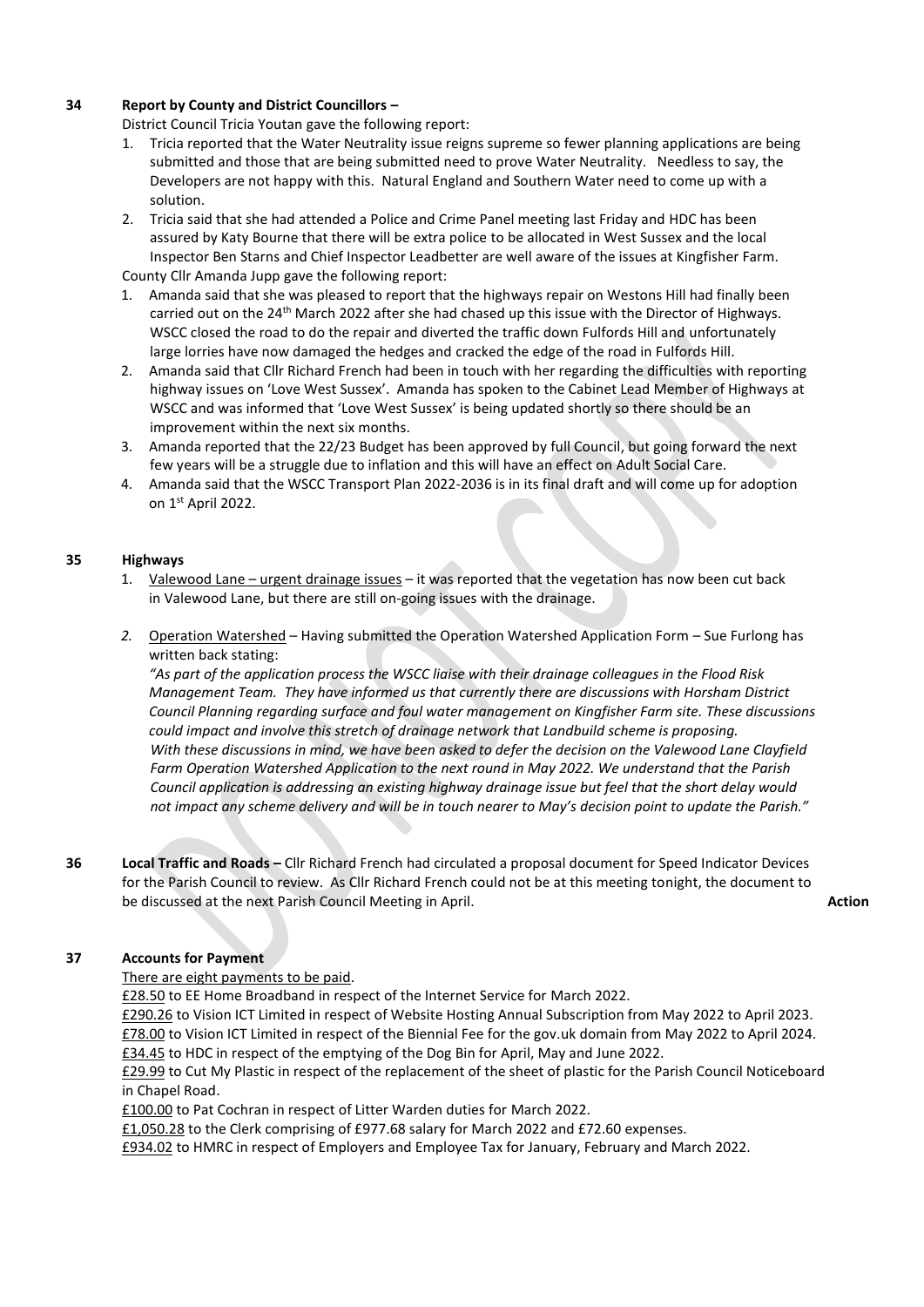**34 Report by County and District Councillors –**

District Council Tricia Youtan gave the following report:

1. Tricia reported that the Water Neutrality issue reigns supreme so fewer planning applications are being submitted and those that are being submitted need to prove Water Neutrality. Needless to say, the Developers are not happy with this. Natural England and Southern Water need to come up with a solution.
2. Tricia said that she had attended a Police and Crime Panel meeting last Friday and HDC has been assured by Katy Bourne that there will be extra police to be allocated in West Sussex and the local Inspector Ben Starns and Chief Inspector Leadbetter are well aware of the issues at Kingfisher Farm.

County Cllr Amanda Jupp gave the following report:

1. Amanda said that she was pleased to report that the highways repair on Westons Hill had finally been carried out on the 24th March 2022 after she had chased up this issue with the Director of Highways. WSCC closed the road to do the repair and diverted the traffic down Fulfords Hill and unfortunately large lorries have now damaged the hedges and cracked the edge of the road in Fulfords Hill.
2. Amanda said that Cllr Richard French had been in touch with her regarding the difficulties with reporting highway issues on 'Love West Sussex'. Amanda has spoken to the Cabinet Lead Member of Highways at WSCC and was informed that 'Love West Sussex' is being updated shortly so there should be an improvement within the next six months.
3. Amanda reported that the 22/23 Budget has been approved by full Council, but going forward the next few years will be a struggle due to inflation and this will have an effect on Adult Social Care.
4. Amanda said that the WSCC Transport Plan 2022-2036 is in its final draft and will come up for adoption on 1st April 2022.

**35 Highways**

1. Valewood Lane – urgent drainage issues – it was reported that the vegetation has now been cut back in Valewood Lane, but there are still on-going issues with the drainage.
2. Operation Watershed – Having submitted the Operation Watershed Application Form – Sue Furlong has written back stating:

   *"As part of the application process the WSCC liaise with their drainage colleagues in the Flood Risk Management Team. They have informed us that currently there are discussions with Horsham District Council Planning regarding surface and foul water management on Kingfisher Farm site. These discussions could impact and involve this stretch of drainage network that Landbuild scheme is proposing. With these discussions in mind, we have been asked to defer the decision on the Valewood Lane Clayfield Farm Operation Watershed Application to the next round in May 2022. We understand that the Parish Council application is addressing an existing highway drainage issue but feel that the short delay would not impact any scheme delivery and will be in touch nearer to May's decision point to update the Parish."*

**36 Local Traffic and Roads –** Cllr Richard French had circulated a proposal document for Speed Indicator Devices for the Parish Council to review. As Cllr Richard French could not be at this meeting tonight, the document to be discussed at the next Parish Council Meeting in April. **Action**

**37 Accounts for Payment**

There are eight payments to be paid.

£28.50 to EE Home Broadband in respect of the Internet Service for March 2022.

£290.26 to Vision ICT Limited in respect of Website Hosting Annual Subscription from May 2022 to April 2023.

£78.00 to Vision ICT Limited in respect of the Biennial Fee for the gov.uk domain from May 2022 to April 2024.

£34.45 to HDC in respect of the emptying of the Dog Bin for April, May and June 2022.

£29.99 to Cut My Plastic in respect of the replacement of the sheet of plastic for the Parish Council Noticeboard in Chapel Road.

£100.00 to Pat Cochran in respect of Litter Warden duties for March 2022.

£1,050.28 to the Clerk comprising of £977.68 salary for March 2022 and £72.60 expenses.

£934.02 to HMRC in respect of Employers and Employee Tax for January, February and March 2022.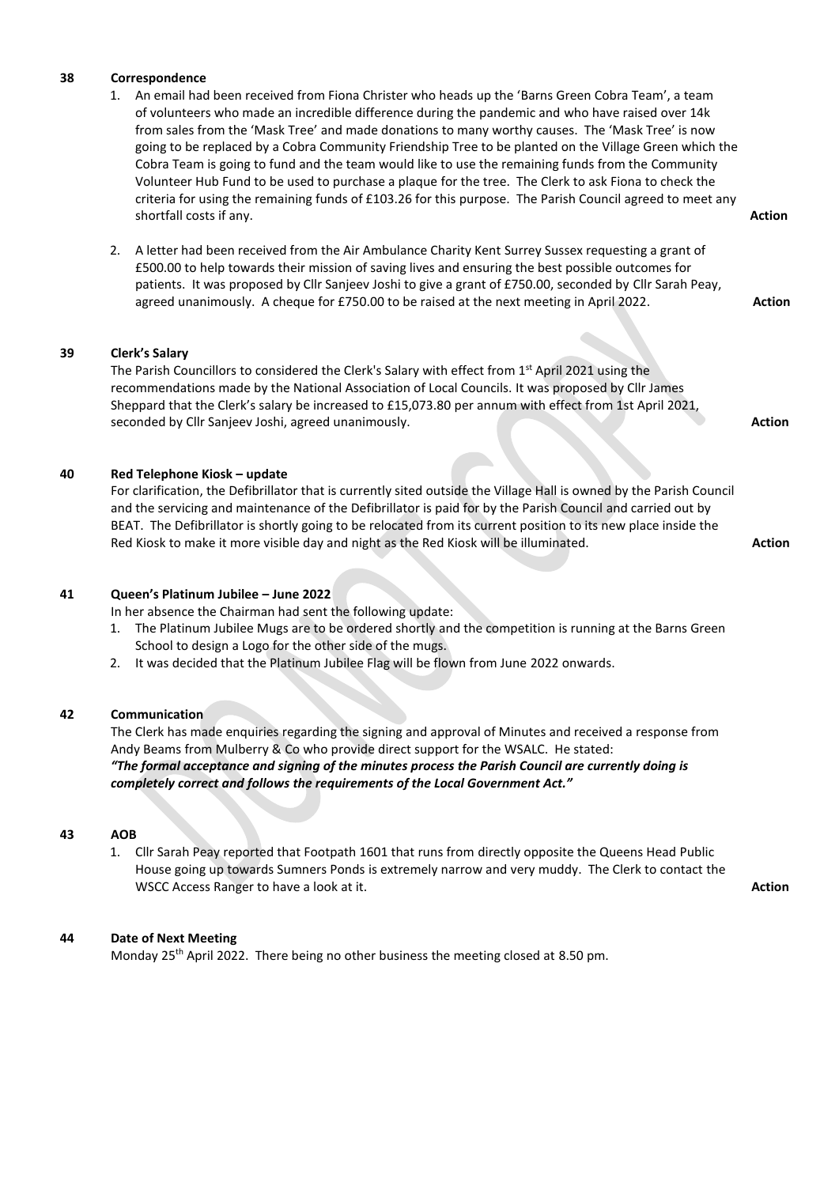**38 Correspondence**

1. An email had been received from Fiona Christer who heads up the 'Barns Green Cobra Team', a team of volunteers who made an incredible difference during the pandemic and who have raised over 14k from sales from the 'Mask Tree' and made donations to many worthy causes. The 'Mask Tree' is now going to be replaced by a Cobra Community Friendship Tree to be planted on the Village Green which the Cobra Team is going to fund and the team would like to use the remaining funds from the Community Volunteer Hub Fund to be used to purchase a plaque for the tree. The Clerk to ask Fiona to check the criteria for using the remaining funds of £103.26 for this purpose. The Parish Council agreed to meet any shortfall costs if any. **Action**

2. A letter had been received from the Air Ambulance Charity Kent Surrey Sussex requesting a grant of £500.00 to help towards their mission of saving lives and ensuring the best possible outcomes for patients. It was proposed by Cllr Sanjeev Joshi to give a grant of £750.00, seconded by Cllr Sarah Peay, agreed unanimously. A cheque for £750.00 to be raised at the next meeting in April 2022. **Action**

**39 Clerk's Salary**

The Parish Councillors to considered the Clerk's Salary with effect from 1st April 2021 using the recommendations made by the National Association of Local Councils. It was proposed by Cllr James Sheppard that the Clerk's salary be increased to £15,073.80 per annum with effect from 1st April 2021, seconded by Cllr Sanjeev Joshi, agreed unanimously. **Action**

**40 Red Telephone Kiosk – update**

For clarification, the Defibrillator that is currently sited outside the Village Hall is owned by the Parish Council and the servicing and maintenance of the Defibrillator is paid for by the Parish Council and carried out by BEAT. The Defibrillator is shortly going to be relocated from its current position to its new place inside the Red Kiosk to make it more visible day and night as the Red Kiosk will be illuminated. **Action**

**41 Queen's Platinum Jubilee – June 2022**

In her absence the Chairman had sent the following update:

1. The Platinum Jubilee Mugs are to be ordered shortly and the competition is running at the Barns Green School to design a Logo for the other side of the mugs.
2. It was decided that the Platinum Jubilee Flag will be flown from June 2022 onwards.

**42 Communication**

The Clerk has made enquiries regarding the signing and approval of Minutes and received a response from Andy Beams from Mulberry & Co who provide direct support for the WSALC. He stated:
***"The formal acceptance and signing of the minutes process the Parish Council are currently doing is completely correct and follows the requirements of the Local Government Act."***

**43 AOB**

1. Cllr Sarah Peay reported that Footpath 1601 that runs from directly opposite the Queens Head Public House going up towards Sumners Ponds is extremely narrow and very muddy. The Clerk to contact the WSCC Access Ranger to have a look at it. **Action**

**44 Date of Next Meeting**

Monday 25th April 2022. There being no other business the meeting closed at 8.50 pm.